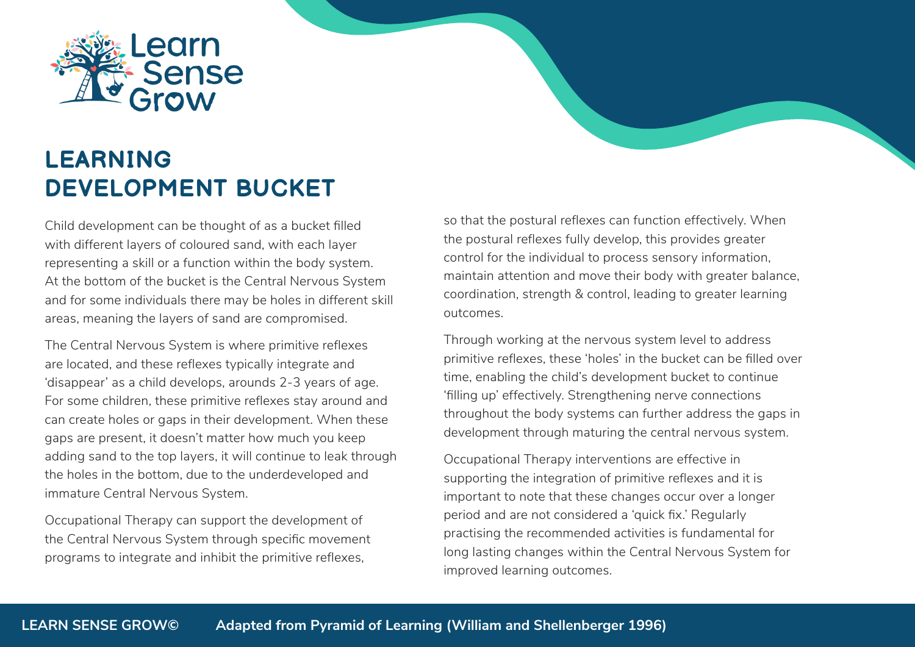# LEARNING DEVELOPMENT BUCKET

Child development can be thought of as a bucket filled with different layers of coloured sand, with each layer representing a skill or a function within the body system. At the bottom of the bucket is the Central Nervous System and for some individuals there may be holes in different skill areas, meaning the layers of sand are compromised.

The Central Nervous System is where primitive reflexes are located, and these reflexes typically integrate and 'disappear' as a child develops, arounds 2-3 years of age. For some children, these primitive reflexes stay around and can create holes or gaps in their development. When these gaps are present, it doesn't matter how much you keep adding sand to the top layers, it will continue to leak through the holes in the bottom, due to the underdeveloped and immature Central Nervous System.

Occupational Therapy can support the development of the Central Nervous System through specific movement programs to integrate and inhibit the primitive reflexes, so that the postural reflexes can function effectively. When the postural reflexes fully develop, this provides greater control for the individual to process sensory information, maintain attention and move their body with greater balance, coordination, strength & control, leading to greater learning outcomes.

Through working at the nervous system level to address primitive reflexes, these 'holes' in the bucket can be filled over time, enabling the child's development bucket to continue 'filling up' effectively. Strengthening nerve connections throughout the body systems can further address the gaps in development through maturing the central nervous system.

Occupational Therapy interventions are effective in supporting the integration of primitive reflexes and it is important to note that these changes occur over a longer period and are not considered a 'quick fix.' Regularly practising the recommended activities is fundamental for long lasting changes within the Central Nervous System for improved learning outcomes.

**LEARN SENSE GROW©** **Adapted from Pyramid of Learning (William and Shellenberger 1996)**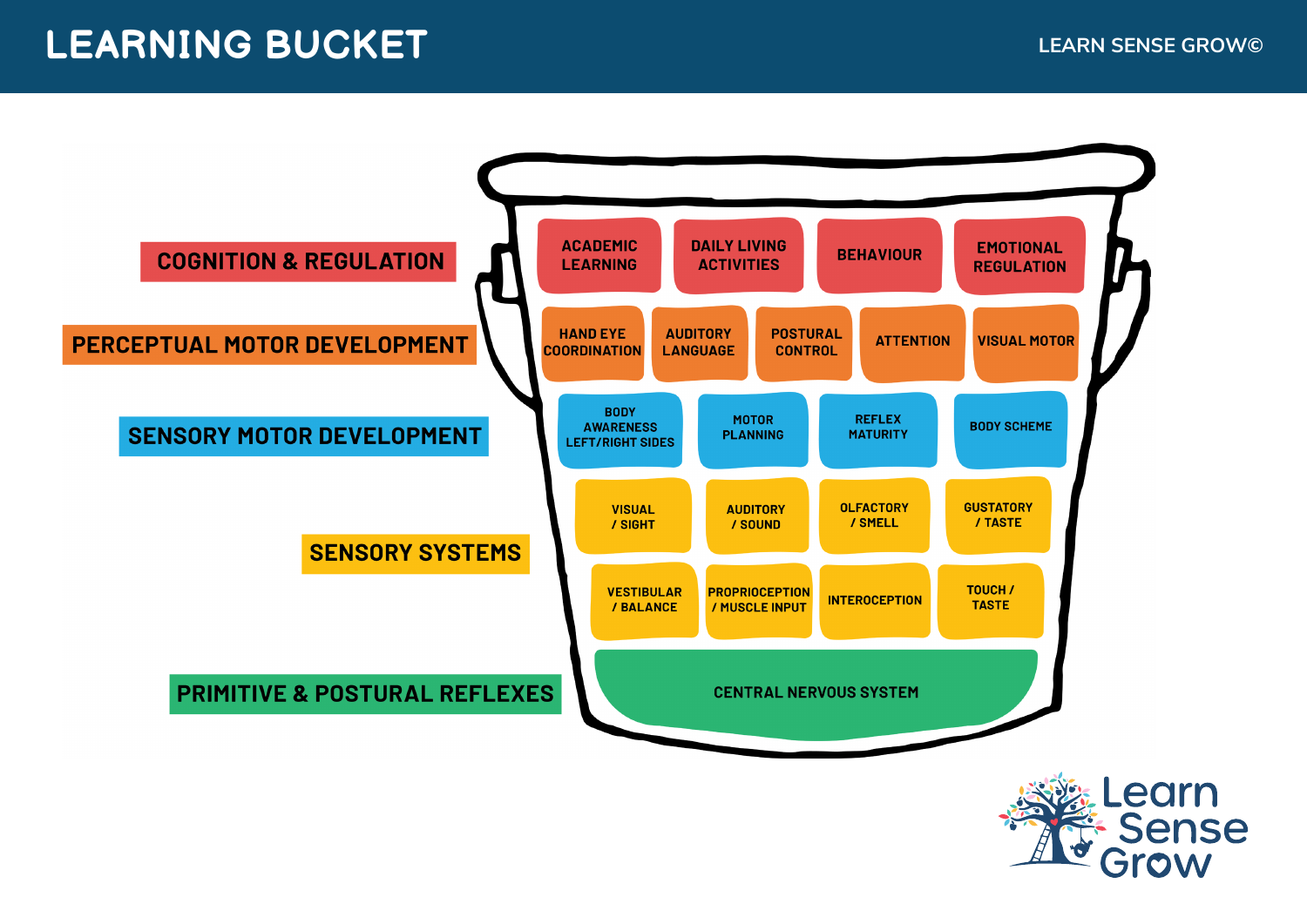# LEARNING BUCKET

LEARN SENSE GROW©

COGNITION & REGULATION

ACADEMIC LEARNING

DAILY LIVING ACTIVITIES

BEHAVIOUR

EMOTIONAL REGULATION

PERCEPTUAL MOTOR DEVELOPMENT

HAND EYE COORDINATION

AUDITORY LANGUAGE

POSTURAL CONTROL

ATTENTION

VISUAL MOTOR

SENSORY MOTOR DEVELOPMENT

BODY AWARENESS LEFT/RIGHT SIDES

MOTOR PLANNING

REFLEX MATURITY

BODY SCHEME

SENSORY SYSTEMS

VISUAL / SIGHT

AUDITORY / SOUND

OLFACTORY / SMELL

GUSTATORY / TASTE

VESTIBULAR / BALANCE

PROPRIOCEPTION / MUSCLE INPUT

INTEROCEPTION

TOUCH / TASTE

PRIMITIVE & POSTURAL REFLEXES

CENTRAL NERVOUS SYSTEM

Learn Sense Grow